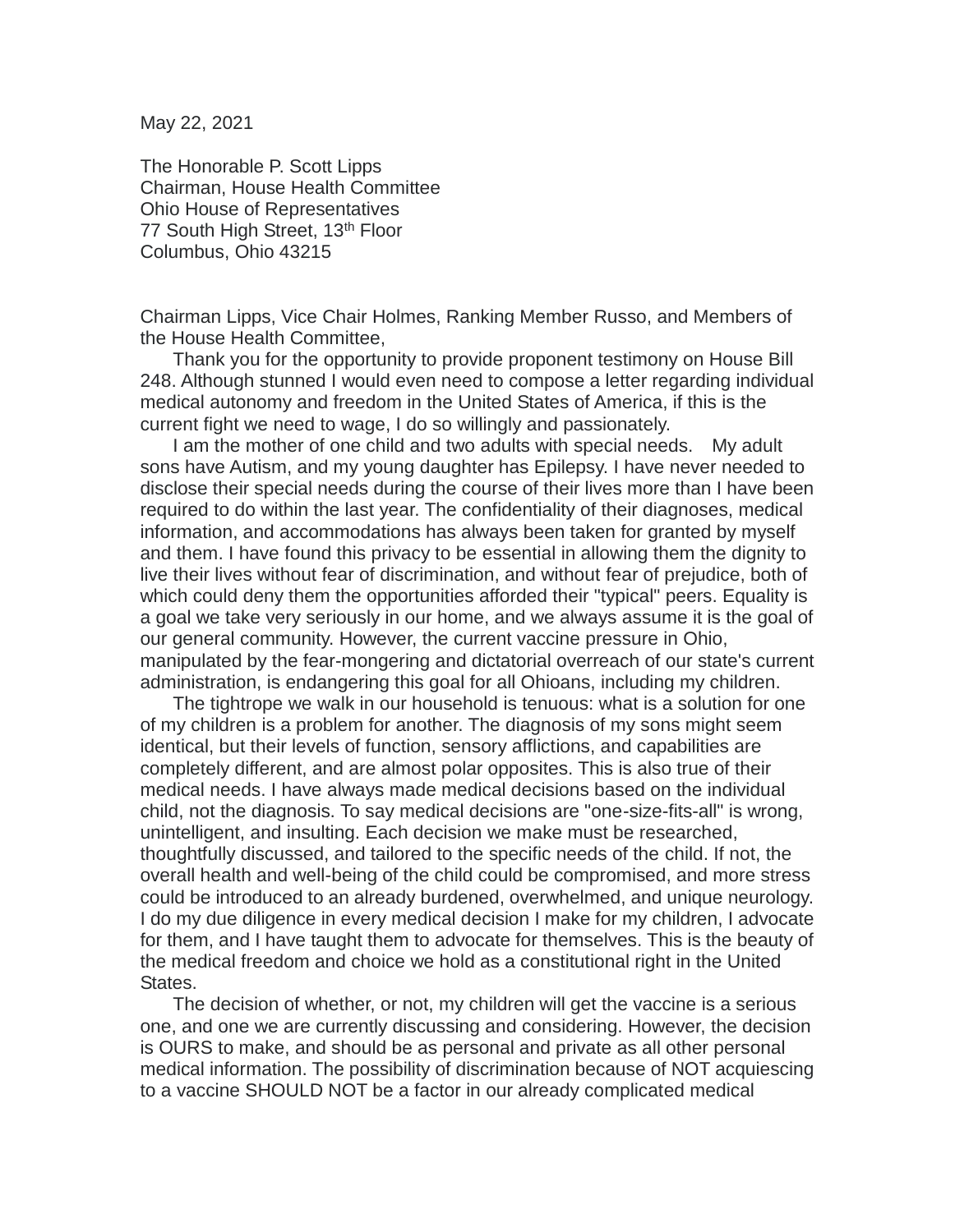May 22, 2021

The Honorable P. Scott Lipps
Chairman, House Health Committee
Ohio House of Representatives
77 South High Street, 13th Floor
Columbus, Ohio 43215

Chairman Lipps, Vice Chair Holmes, Ranking Member Russo, and Members of the House Health Committee,

Thank you for the opportunity to provide proponent testimony on House Bill 248. Although stunned I would even need to compose a letter regarding individual medical autonomy and freedom in the United States of America, if this is the current fight we need to wage, I do so willingly and passionately.

I am the mother of one child and two adults with special needs. My adult sons have Autism, and my young daughter has Epilepsy. I have never needed to disclose their special needs during the course of their lives more than I have been required to do within the last year. The confidentiality of their diagnoses, medical information, and accommodations has always been taken for granted by myself and them. I have found this privacy to be essential in allowing them the dignity to live their lives without fear of discrimination, and without fear of prejudice, both of which could deny them the opportunities afforded their "typical" peers. Equality is a goal we take very seriously in our home, and we always assume it is the goal of our general community. However, the current vaccine pressure in Ohio, manipulated by the fear-mongering and dictatorial overreach of our state's current administration, is endangering this goal for all Ohioans, including my children.

The tightrope we walk in our household is tenuous: what is a solution for one of my children is a problem for another. The diagnosis of my sons might seem identical, but their levels of function, sensory afflictions, and capabilities are completely different, and are almost polar opposites. This is also true of their medical needs. I have always made medical decisions based on the individual child, not the diagnosis. To say medical decisions are "one-size-fits-all" is wrong, unintelligent, and insulting. Each decision we make must be researched, thoughtfully discussed, and tailored to the specific needs of the child. If not, the overall health and well-being of the child could be compromised, and more stress could be introduced to an already burdened, overwhelmed, and unique neurology. I do my due diligence in every medical decision I make for my children, I advocate for them, and I have taught them to advocate for themselves. This is the beauty of the medical freedom and choice we hold as a constitutional right in the United States.

The decision of whether, or not, my children will get the vaccine is a serious one, and one we are currently discussing and considering. However, the decision is OURS to make, and should be as personal and private as all other personal medical information. The possibility of discrimination because of NOT acquiescing to a vaccine SHOULD NOT be a factor in our already complicated medical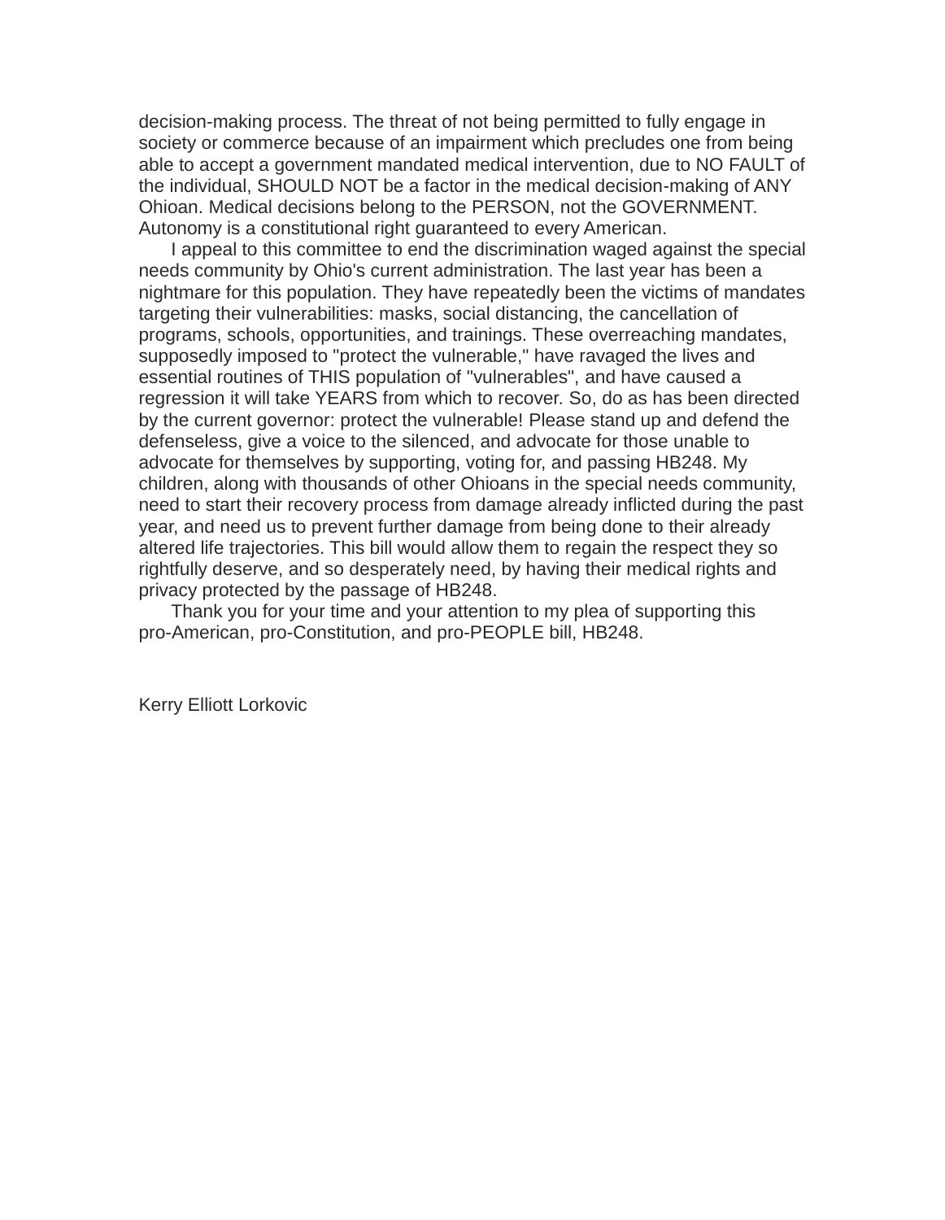decision-making process. The threat of not being permitted to fully engage in society or commerce because of an impairment which precludes one from being able to accept a government mandated medical intervention, due to NO FAULT of the individual, SHOULD NOT be a factor in the medical decision-making of ANY Ohioan. Medical decisions belong to the PERSON, not the GOVERNMENT. Autonomy is a constitutional right guaranteed to every American.

I appeal to this committee to end the discrimination waged against the special needs community by Ohio's current administration. The last year has been a nightmare for this population. They have repeatedly been the victims of mandates targeting their vulnerabilities: masks, social distancing, the cancellation of programs, schools, opportunities, and trainings. These overreaching mandates, supposedly imposed to "protect the vulnerable," have ravaged the lives and essential routines of THIS population of "vulnerables", and have caused a regression it will take YEARS from which to recover. So, do as has been directed by the current governor: protect the vulnerable! Please stand up and defend the defenseless, give a voice to the silenced, and advocate for those unable to advocate for themselves by supporting, voting for, and passing HB248. My children, along with thousands of other Ohioans in the special needs community, need to start their recovery process from damage already inflicted during the past year, and need us to prevent further damage from being done to their already altered life trajectories. This bill would allow them to regain the respect they so rightfully deserve, and so desperately need, by having their medical rights and privacy protected by the passage of HB248.

Thank you for your time and your attention to my plea of supporting this pro-American, pro-Constitution, and pro-PEOPLE bill, HB248.

Kerry Elliott Lorkovic